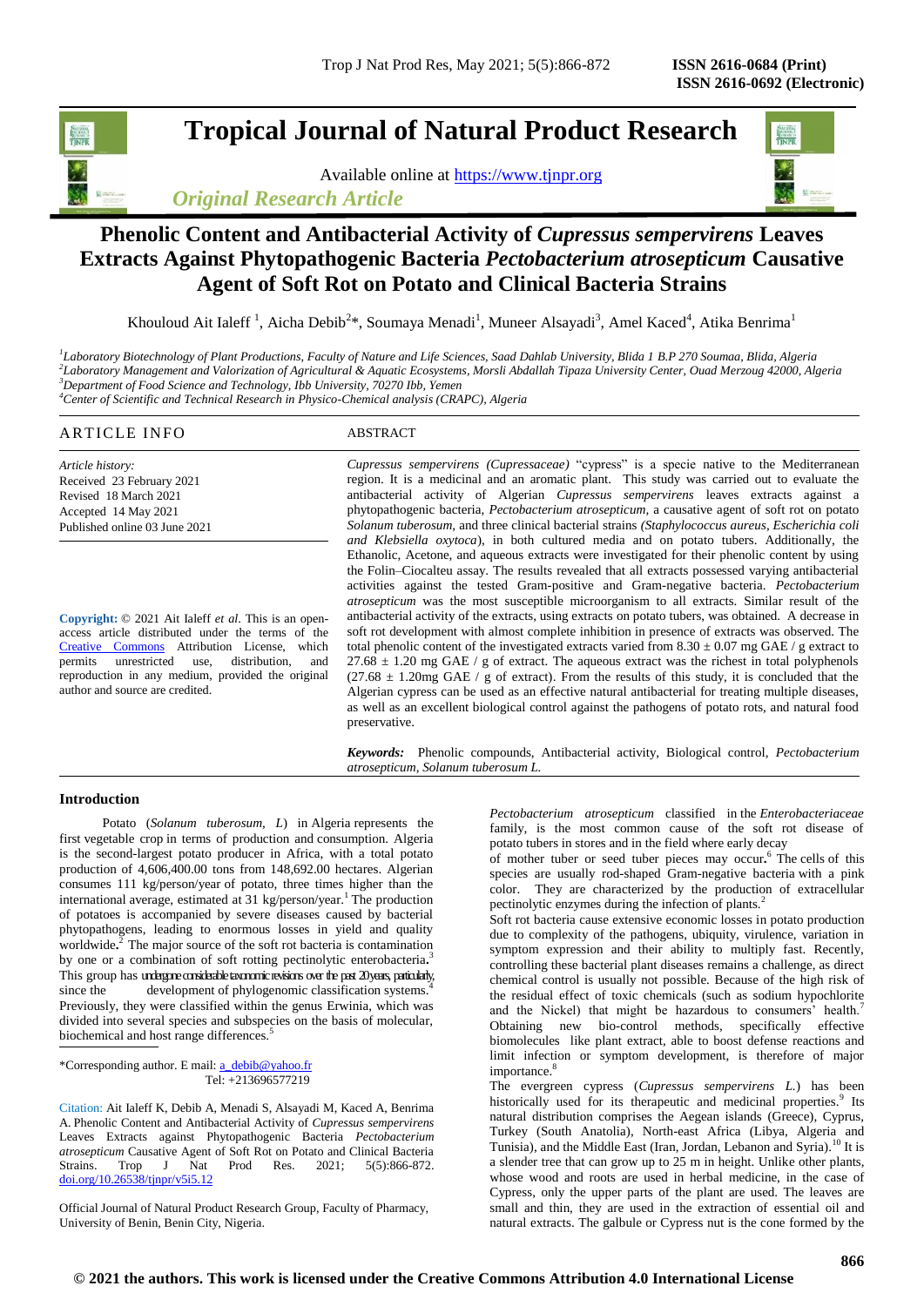# Tropical Journal of Natural Product Research

Available online at https://www.tjnpr.org

*Original Research Article*

## Phenolic Content and Antibacterial Activity of *Cupressus sempervirens* Leaves Extracts Against Phytopathogenic Bacteria *Pectobacterium atrosepticum* Causative Agent of Soft Rot on Potato and Clinical Bacteria Strains

Khouloud Ait Ialeff [1], Aicha Debib[2]*, Soumaya Menadi[1], Muneer Alsayadi[3], Amel Kaced[4], Atika Benrima[1]

[1]*Laboratory Biotechnology of Plant Productions, Faculty of Nature and Life Sciences, Saad Dahlab University, Blida 1 B.P 270 Soumaa, Blida, Algeria*
[2]*Laboratory Management and Valorization of Agricultural & Aquatic Ecosystems, Morsli Abdallah Tipaza University Center, Ouad Merzoug 42000, Algeria*
[3]*Department of Food Science and Technology, Ibb University, 70270 Ibb, Yemen*
[4]*Center of Scientific and Technical Research in Physico-Chemical analysis (CRAPC), Algeria*

### ARTICLE INFO

*Article history:*
Received 23 February 2021
Revised 18 March 2021
Accepted 14 May 2021
Published online 03 June 2021

**Copyright:** © 2021 Ait Ialeff *et al*. This is an open-access article distributed under the terms of the Creative Commons Attribution License, which permits unrestricted use, distribution, and reproduction in any medium, provided the original author and source are credited.

### ABSTRACT

*Cupressus sempervirens (Cupressaceae)* "cypress" is a specie native to the Mediterranean region. It is a medicinal and an aromatic plant. This study was carried out to evaluate the antibacterial activity of Algerian *Cupressus sempervirens* leaves extracts against a phytopathogenic bacteria, *Pectobacterium atrosepticum*, a causative agent of soft rot on potato *Solanum tuberosum*, and three clinical bacterial strains *(Staphylococcus aureus, Escherichia coli and Klebsiella oxytoca*), in both cultured media and on potato tubers. Additionally, the Ethanolic, Acetone, and aqueous extracts were investigated for their phenolic content by using the Folin–Ciocalteu assay. The results revealed that all extracts possessed varying antibacterial activities against the tested Gram-positive and Gram-negative bacteria. *Pectobacterium atrosepticum* was the most susceptible microorganism to all extracts. Similar result of the antibacterial activity of the extracts, using extracts on potato tubers, was obtained. A decrease in soft rot development with almost complete inhibition in presence of extracts was observed. The total phenolic content of the investigated extracts varied from 8.30 ± 0.07 mg GAE / g extract to 27.68 ± 1.20 mg GAE / g of extract. The aqueous extract was the richest in total polyphenols (27.68 ± 1.20mg GAE / g of extract). From the results of this study, it is concluded that the Algerian cypress can be used as an effective natural antibacterial for treating multiple diseases, as well as an excellent biological control against the pathogens of potato rots, and natural food preservative.

***Keywords:*** Phenolic compounds, Antibacterial activity, Biological control, *Pectobacterium atrosepticum, Solanum tuberosum L.*

## Introduction

Potato (*Solanum tuberosum, L*) in Algeria represents the first vegetable crop in terms of production and consumption. Algeria is the second-largest potato producer in Africa, with a total potato production of 4,606,400.00 tons from 148,692.00 hectares. Algerian consumes 111 kg/person/year of potato, three times higher than the international average, estimated at 31 kg/person/year.[1] The production of potatoes is accompanied by severe diseases caused by bacterial phytopathogens, leading to enormous losses in yield and quality worldwide.[2] The major source of the soft rot bacteria is contamination by one or a combination of soft rotting pectinolytic enterobacteria.[3] This group has undergone considerable taxonomic revisions over the past 20 years, particularly, since the development of phylogenomic classification systems.[4] Previously, they were classified within the genus Erwinia, which was divided into several species and subspecies on the basis of molecular, biochemical and host range differences.[5]

*Pectobacterium atrosepticum* classified in the *Enterobacteriaceae* family, is the most common cause of the soft rot disease of potato tubers in stores and in the field where early decay of mother tuber or seed tuber pieces may occur.[6] The cells of this species are usually rod-shaped Gram-negative bacteria with a pink color. They are characterized by the production of extracellular pectinolytic enzymes during the infection of plants.[2]

Soft rot bacteria cause extensive economic losses in potato production due to complexity of the pathogens, ubiquity, virulence, variation in symptom expression and their ability to multiply fast. Recently, controlling these bacterial plant diseases remains a challenge, as direct chemical control is usually not possible. Because of the high risk of the residual effect of toxic chemicals (such as sodium hypochlorite and the Nickel) that might be hazardous to consumers' health.[7] Obtaining new bio-control methods, specifically effective biomolecules like plant extract, able to boost defense reactions and limit infection or symptom development, is therefore of major importance.[8]

The evergreen cypress (*Cupressus sempervirens L.*) has been historically used for its therapeutic and medicinal properties.[9] Its natural distribution comprises the Aegean islands (Greece), Cyprus, Turkey (South Anatolia), North-east Africa (Libya, Algeria and Tunisia), and the Middle East (Iran, Jordan, Lebanon and Syria).[10] It is a slender tree that can grow up to 25 m in height. Unlike other plants, whose wood and roots are used in herbal medicine, in the case of Cypress, only the upper parts of the plant are used. The leaves are small and thin, they are used in the extraction of essential oil and natural extracts. The galbule or Cypress nut is the cone formed by the

*Corresponding author. E mail: a_debib@yahoo.fr
Tel: +213696577219

Citation: Ait Ialeff K, Debib A, Menadi S, Alsayadi M, Kaced A, Benrima A. Phenolic Content and Antibacterial Activity of *Cupressus sempervirens* Leaves Extracts against Phytopathogenic Bacteria *Pectobacterium atrosepticum* Causative Agent of Soft Rot on Potato and Clinical Bacteria Strains. Trop J Nat Prod Res. 2021; 5(5):866-872. doi.org/10.26538/tjnpr/v5i5.12

Official Journal of Natural Product Research Group, Faculty of Pharmacy, University of Benin, Benin City, Nigeria.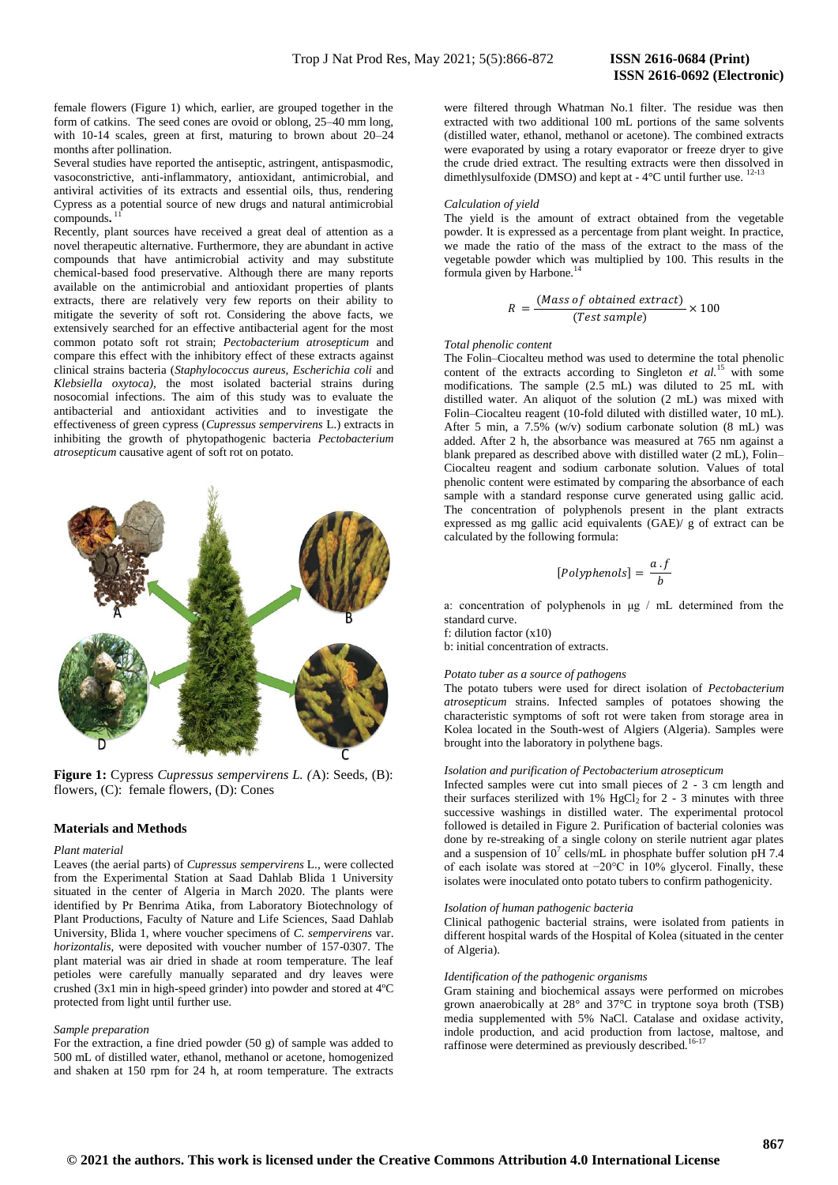female flowers (Figure 1) which, earlier, are grouped together in the form of catkins. The seed cones are ovoid or oblong, 25–40 mm long, with 10-14 scales, green at first, maturing to brown about 20–24 months after pollination.

Several studies have reported the antiseptic, astringent, antispasmodic, vasoconstrictive, anti-inflammatory, antioxidant, antimicrobial, and antiviral activities of its extracts and essential oils, thus, rendering Cypress as a potential source of new drugs and natural antimicrobial compounds.[11]

Recently, plant sources have received a great deal of attention as a novel therapeutic alternative. Furthermore, they are abundant in active compounds that have antimicrobial activity and may substitute chemical-based food preservative. Although there are many reports available on the antimicrobial and antioxidant properties of plants extracts, there are relatively very few reports on their ability to mitigate the severity of soft rot. Considering the above facts, we extensively searched for an effective antibacterial agent for the most common potato soft rot strain; *Pectobacterium atrosepticum* and compare this effect with the inhibitory effect of these extracts against clinical strains bacteria (*Staphylococcus aureus*, *Escherichia coli* and *Klebsiella oxytoca)*, the most isolated bacterial strains during nosocomial infections. The aim of this study was to evaluate the antibacterial and antioxidant activities and to investigate the effectiveness of green cypress (*Cupressus sempervirens* L.) extracts in inhibiting the growth of phytopathogenic bacteria *Pectobacterium atrosepticum* causative agent of soft rot on potato.

**Figure 1:** Cypress *Cupressus sempervirens L. (*A): Seeds, (B): flowers, (C): female flowers, (D): Cones

## Materials and Methods

### *Plant material*

Leaves (the aerial parts) of *Cupressus sempervirens* L., were collected from the Experimental Station at Saad Dahlab Blida 1 University situated in the center of Algeria in March 2020. The plants were identified by Pr Benrima Atika, from Laboratory Biotechnology of Plant Productions, Faculty of Nature and Life Sciences, Saad Dahlab University, Blida 1, where voucher specimens of *C. sempervirens* var. *horizontalis*, were deposited with voucher number of 157-0307. The plant material was air dried in shade at room temperature. The leaf petioles were carefully manually separated and dry leaves were crushed (3x1 min in high-speed grinder) into powder and stored at 4ºC protected from light until further use.

### *Sample preparation*

For the extraction, a fine dried powder (50 g) of sample was added to 500 mL of distilled water, ethanol, methanol or acetone, homogenized and shaken at 150 rpm for 24 h, at room temperature. The extracts were filtered through Whatman No.1 filter. The residue was then extracted with two additional 100 mL portions of the same solvents (distilled water, ethanol, methanol or acetone). The combined extracts were evaporated by using a rotary evaporator or freeze dryer to give the crude dried extract. The resulting extracts were then dissolved in dimethlysulfoxide (DMSO) and kept at - 4°C until further use. [12-13]

### *Calculation of yield*

The yield is the amount of extract obtained from the vegetable powder. It is expressed as a percentage from plant weight. In practice, we made the ratio of the mass of the extract to the mass of the vegetable powder which was multiplied by 100. This results in the formula given by Harbone.[14]

$$R = \frac{(Mass\ of\ obtained\ extract)}{(Test\ sample)} \times 100$$

### *Total phenolic content*

The Folin–Ciocalteu method was used to determine the total phenolic content of the extracts according to Singleton *et al.*[15] with some modifications. The sample (2.5 mL) was diluted to 25 mL with distilled water. An aliquot of the solution (2 mL) was mixed with Folin–Ciocalteu reagent (10-fold diluted with distilled water, 10 mL). After 5 min, a 7.5% (w/v) sodium carbonate solution (8 mL) was added. After 2 h, the absorbance was measured at 765 nm against a blank prepared as described above with distilled water (2 mL), Folin–Ciocalteu reagent and sodium carbonate solution. Values of total phenolic content were estimated by comparing the absorbance of each sample with a standard response curve generated using gallic acid. The concentration of polyphenols present in the plant extracts expressed as mg gallic acid equivalents (GAE)/ g of extract can be calculated by the following formula:

$$[Polyphenols] = \frac{a\,.f}{b}$$

a: concentration of polyphenols in μg / mL determined from the standard curve.

f: dilution factor (x10)

b: initial concentration of extracts.

### *Potato tuber as a source of pathogens*

The potato tubers were used for direct isolation of *Pectobacterium atrosepticum* strains. Infected samples of potatoes showing the characteristic symptoms of soft rot were taken from storage area in Kolea located in the South-west of Algiers (Algeria). Samples were brought into the laboratory in polythene bags.

### *Isolation and purification of Pectobacterium atrosepticum*

Infected samples were cut into small pieces of 2 - 3 cm length and their surfaces sterilized with 1% $HgCl_2$ for 2 - 3 minutes with three successive washings in distilled water. The experimental protocol followed is detailed in Figure 2. Purification of bacterial colonies was done by re-streaking of a single colony on sterile nutrient agar plates and a suspension of $10^7$ cells/mL in phosphate buffer solution pH 7.4 of each isolate was stored at −20°C in 10% glycerol. Finally, these isolates were inoculated onto potato tubers to confirm pathogenicity.

### *Isolation of human pathogenic bacteria*

Clinical pathogenic bacterial strains, were isolated from patients in different hospital wards of the Hospital of Kolea (situated in the center of Algeria).

### *Identification of the pathogenic organisms*

Gram staining and biochemical assays were performed on microbes grown anaerobically at 28° and 37°C in tryptone soya broth (TSB) media supplemented with 5% NaCl. Catalase and oxidase activity, indole production, and acid production from lactose, maltose, and raffinose were determined as previously described.[16-17]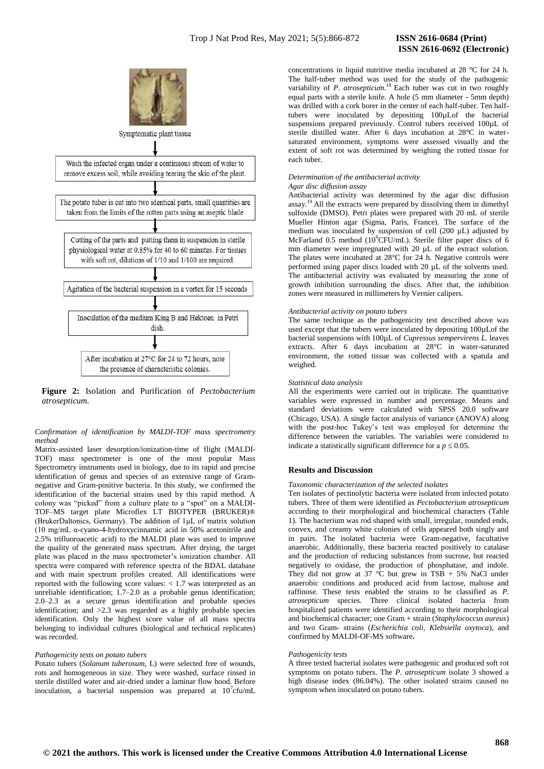Symptomatic plant tissue

↓

Wash the infected organ under a continuous stream of water to remove excess soil, while avoiding tearing the skin of the plant.

↓

The potato tuber is cut into two identical parts, small quantities are taken from the limits of the rotten parts using an aseptic blade

↓

Cutting of the parts and putting them in suspension in sterile physiological water at 0.85% for 40 to 60 minutes. For tissues with soft rot, dilutions of 1/10 and 1/100 are required.

↓

Agitation of the bacterial suspension in a vortex for 15 seconds

↓

Inoculation of the medium King B and Hektoen in Petri dish.

↓

After incubation at 27°C for 24 to 72 hours, note the presence of characteristic colonies.

**Figure 2:** Isolation and Purification of *Pectobacterium atrosepticum.*

*Confirmation of identification by MALDI-TOF mass spectrometry method*

Matrix-assisted laser desorption/ionization-time of flight (MALDI-TOF) mass spectrometer is one of the most popular Mass Spectrometry instruments used in biology, due to its rapid and precise identification of genus and species of an extensive range of Gram-negative and Gram-positive bacteria. In this study, we confirmed the identification of the bacterial strains used by this rapid method. A colony was "picked" from a culture plate to a "spot" on a MALDI-TOF–MS target plate Microflex LT BIOTYPER (BRUKER)® (BrukerDaltonics, Germany). The addition of 1µL of matrix solution (10 mg/mL α-cyano-4-hydroxycinnamic acid in 50% acetonitrile and 2.5% trifluoroacetic acid) to the MALDI plate was used to improve the quality of the generated mass spectrum. After drying, the target plate was placed in the mass spectrometer's ionization chamber. All spectra were compared with reference spectra of the BDAL database and with main spectrum profiles created. All identifications were reported with the following score values: < 1.7 was interpreted as an unreliable identification; 1.7–2.0 as a probable genus identification; 2.0–2.3 as a secure genus identification and probable species identification; and >2.3 was regarded as a highly probable species identification. Only the highest score value of all mass spectra belonging to individual cultures (biological and technical replicates) was recorded.

*Pathogenicity tests on potato tubers*

Potato tubers (*Solanum tuberosum*, L) were selected free of wounds, rots and homogeneous in size. They were washed, surface rinsed in sterile distilled water and air-dried under a laminar flow hood. Before inoculation, a bacterial suspension was prepared at $10^7$cfu/mL concentrations in liquid nutritive media incubated at 28 °C for 24 h. The half-tuber method was used for the study of the pathogenic variability of *P. atrosepticum*.[18] Each tuber was cut in two roughly equal parts with a sterile knife. A hole (5 mm diameter - 5mm depth) was drilled with a cork borer in the center of each half-tuber. Ten half-tubers were inoculated by depositing 100µLof the bacterial suspensions prepared previously. Control tubers received 100µL of sterile distilled water. After 6 days incubation at 28°C in water-saturated environment, symptoms were assessed visually and the extent of soft rot was determined by weighing the rotted tissue for each tuber.

*Determination of the antibacterial activity*

*Agar disc diffusion assay*

Antibacterial activity was determined by the agar disc diffusion assay.[19] All the extracts were prepared by dissolving them in dimethyl sulfoxide (DMSO). Petri plates were prepared with 20 mL of sterile Mueller Hinton agar (Sigma, Paris, France). The surface of the medium was inoculated by suspension of cell (200 µL) adjusted by McFarland 0.5 method ($10^6$CFU/mL). Sterile filter paper discs of 6 mm diameter were impregnated with 20 µL of the extract solution. The plates were incubated at 28°C for 24 h. Negative controls were performed using paper discs loaded with 20 µL of the solvents used. The antibacterial activity was evaluated by measuring the zone of growth inhibition surrounding the discs. After that, the inhibition zones were measured in millimeters by Vernier calipers.

*Antibacterial activity on potato tubers*

The same technique as the pathogenicity test described above was used except that the tubers were inoculated by depositing 100µLof the bacterial suspensions with 100µL of *Cupressus sempervirens L.* leaves extracts. After 6 days incubation at 28°C in water-saturated environment, the rotted tissue was collected with a spatula and weighed.

*Statistical data analysis*

All the experiments were carried out in triplicate. The quantitative variables were expressed in number and percentage. Means and standard deviations were calculated with SPSS 20.0 software (Chicago, USA). A single factor analysis of variance (ANOVA) along with the post-hoc Tukey's test was employed for determine the difference between the variables. The variables were considered to indicate a statistically significant difference for a $p \leq 0.05$.

## Results and Discussion

*Taxonomic characterization of the selected isolates*

Ten isolates of pectinolytic bacteria were isolated from infected potato tubers. Three of them were identified as *Pectobacterium atrosepticum* according to their morphological and biochemical characters (Table 1). The bacterium was rod shaped with small, irregular, rounded ends, convex, and creamy white colonies of cells appeared both singly and in pairs. The isolated bacteria were Gram-negative, facultative anaerobic. Additionally, these bacteria reacted positively to catalase and the production of reducing substances from sucrose, but reacted negatively to oxidase, the production of phosphatase, and indole. They did not grow at 37 °C but grew in TSB + 5% NaCl under anaerobic conditions and produced acid from lactose, maltose and raffinose. These tests enabled the strains to be classified as *P. atrosepticum* species. Three clinical isolated bacteria from hospitalized patients were identified according to their morphological and biochemical character; one Gram + strain (*Staphylococcus aureus*) and two Gram- strains (*Escherichia coli, Klebsiella oxytoca*), and confirmed by MALDI-OF-MS software**.**

*Pathogenicity tests*

A three tested bacterial isolates were pathogenic and produced soft rot symptoms on potato tubers. The *P. atrosepticum* isolate 3 showed a high disease index (86.04%). The other isolated strains caused no symptom when inoculated on potato tubers.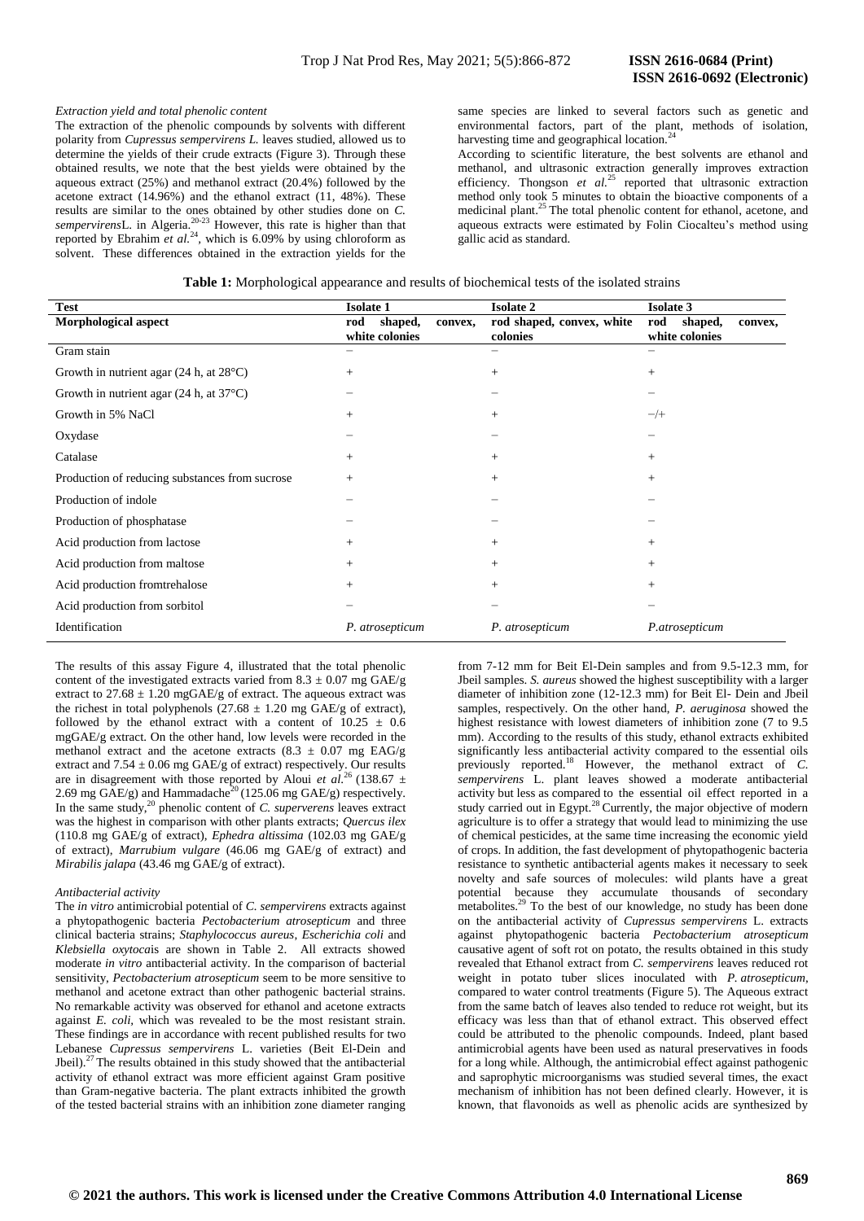*Extraction yield and total phenolic content*

The extraction of the phenolic compounds by solvents with different polarity from *Cupressus sempervirens L.* leaves studied, allowed us to determine the yields of their crude extracts (Figure 3). Through these obtained results, we note that the best yields were obtained by the aqueous extract (25%) and methanol extract (20.4%) followed by the acetone extract (14.96%) and the ethanol extract (11, 48%). These results are similar to the ones obtained by other studies done on *C. sempervirens*L. in Algeria.[20-23] However, this rate is higher than that reported by Ebrahim *et al.*[24], which is 6.09% by using chloroform as solvent. These differences obtained in the extraction yields for the same species are linked to several factors such as genetic and environmental factors, part of the plant, methods of isolation, harvesting time and geographical location.[24]

According to scientific literature, the best solvents are ethanol and methanol, and ultrasonic extraction generally improves extraction efficiency. Thongson *et al.*[25] reported that ultrasonic extraction method only took 5 minutes to obtain the bioactive components of a medicinal plant.[25] The total phenolic content for ethanol, acetone, and aqueous extracts were estimated by Folin Ciocalteu's method using gallic acid as standard.

**Table 1:** Morphological appearance and results of biochemical tests of the isolated strains

| Test | Isolate 1 | Isolate 2 | Isolate 3 |
|---|---|---|---|
| **Morphological aspect** | **rod shaped, convex, white colonies** | **rod shaped, convex, white colonies** | **rod shaped, convex, white colonies** |
| Gram stain | − | − | − |
| Growth in nutrient agar (24 h, at 28°C) | + | + | + |
| Growth in nutrient agar (24 h, at 37°C) | − | − | − |
| Growth in 5% NaCl | + | + | −/+ |
| Oxydase | − | − | − |
| Catalase | + | + | + |
| Production of reducing substances from sucrose | + | + | + |
| Production of indole | − | − | − |
| Production of phosphatase | − | − | − |
| Acid production from lactose | + | + | + |
| Acid production from maltose | + | + | + |
| Acid production fromtrehalose | + | + | + |
| Acid production from sorbitol | − | − | − |
| Identification | *P. atrosepticum* | *P. atrosepticum* | *P.atrosepticum* |

The results of this assay Figure 4, illustrated that the total phenolic content of the investigated extracts varied from 8.3 ± 0.07 mg GAE/g extract to 27.68 ± 1.20 mgGAE/g of extract. The aqueous extract was the richest in total polyphenols (27.68 ± 1.20 mg GAE/g of extract), followed by the ethanol extract with a content of 10.25 ± 0.6 mgGAE/g extract. On the other hand, low levels were recorded in the methanol extract and the acetone extracts (8.3 ± 0.07 mg EAG/g extract and 7.54 ± 0.06 mg GAE/g of extract) respectively. Our results are in disagreement with those reported by Aloui *et al.*[26] (138.67 ± 2.69 mg GAE/g) and Hammadache[20] (125.06 mg GAE/g) respectively. In the same study,[20] phenolic content of *C. superverens* leaves extract was the highest in comparison with other plants extracts; *Quercus ilex* (110.8 mg GAE/g of extract), *Ephedra altissima* (102.03 mg GAE/g of extract), *Marrubium vulgare* (46.06 mg GAE/g of extract) and *Mirabilis jalapa* (43.46 mg GAE/g of extract).

*Antibacterial activity*

The *in vitro* antimicrobial potential of *C. sempervirens* extracts against a phytopathogenic bacteria *Pectobacterium atrosepticum* and three clinical bacteria strains; *Staphylococcus aureus*, *Escherichia coli* and *Klebsiella oxytoca*is are shown in Table 2. All extracts showed moderate *in vitro* antibacterial activity. In the comparison of bacterial sensitivity, *Pectobacterium atrosepticum* seem to be more sensitive to methanol and acetone extract than other pathogenic bacterial strains. No remarkable activity was observed for ethanol and acetone extracts against *E. coli*, which was revealed to be the most resistant strain. These findings are in accordance with recent published results for two Lebanese *Cupressus sempervirens* L. varieties (Beit El-Dein and Jbeil).[27] The results obtained in this study showed that the antibacterial activity of ethanol extract was more efficient against Gram positive than Gram-negative bacteria. The plant extracts inhibited the growth of the tested bacterial strains with an inhibition zone diameter ranging from 7-12 mm for Beit El-Dein samples and from 9.5-12.3 mm, for Jbeil samples. *S. aureus* showed the highest susceptibility with a larger diameter of inhibition zone (12-12.3 mm) for Beit El- Dein and Jbeil samples, respectively. On the other hand, *P. aeruginosa* showed the highest resistance with lowest diameters of inhibition zone (7 to 9.5 mm). According to the results of this study, ethanol extracts exhibited significantly less antibacterial activity compared to the essential oils previously reported.[18] However, the methanol extract of *C. sempervirens* L. plant leaves showed a moderate antibacterial activity but less as compared to the essential oil effect reported in a study carried out in Egypt.[28] Currently, the major objective of modern agriculture is to offer a strategy that would lead to minimizing the use of chemical pesticides, at the same time increasing the economic yield of crops. In addition, the fast development of phytopathogenic bacteria resistance to synthetic antibacterial agents makes it necessary to seek novelty and safe sources of molecules: wild plants have a great potential because they accumulate thousands of secondary metabolites.[29] To the best of our knowledge, no study has been done on the antibacterial activity of *Cupressus sempervirens* L. extracts against phytopathogenic bacteria *Pectobacterium atrosepticum* causative agent of soft rot on potato, the results obtained in this study revealed that Ethanol extract from *C. sempervirens* leaves reduced rot weight in potato tuber slices inoculated with *P. atrosepticum*, compared to water control treatments (Figure 5). The Aqueous extract from the same batch of leaves also tended to reduce rot weight, but its efficacy was less than that of ethanol extract. This observed effect could be attributed to the phenolic compounds. Indeed, plant based antimicrobial agents have been used as natural preservatives in foods for a long while. Although, the antimicrobial effect against pathogenic and saprophytic microorganisms was studied several times, the exact mechanism of inhibition has not been defined clearly. However, it is known, that flavonoids as well as phenolic acids are synthesized by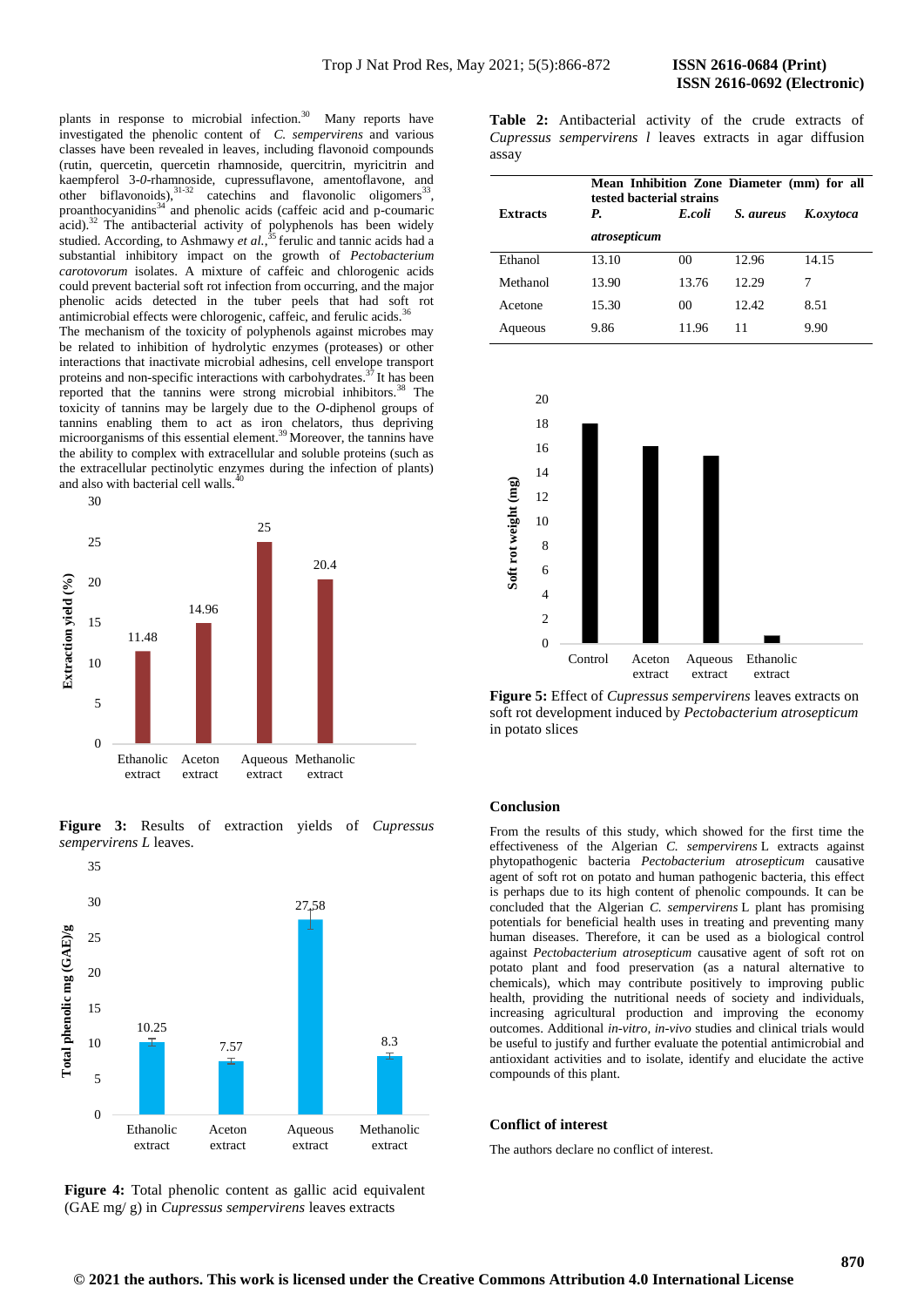plants in response to microbial infection.[30] Many reports have investigated the phenolic content of *C. sempervirens* and various classes have been revealed in leaves, including flavonoid compounds (rutin, quercetin, quercetin rhamnoside, quercitrin, myricitrin and kaempferol 3-*0*-rhamnoside, cupressuflavone, amentoflavone, and other biflavonoids),[31-32] catechins and flavonolic oligomers[33], proanthocyanidins[34] and phenolic acids (caffeic acid and p-coumaric acid).[32] The antibacterial activity of polyphenols has been widely studied. According, to Ashmawy *et al.*,[35] ferulic and tannic acids had a substantial inhibitory impact on the growth of *Pectobacterium carotovorum* isolates. A mixture of caffeic and chlorogenic acids could prevent bacterial soft rot infection from occurring, and the major phenolic acids detected in the tuber peels that had soft rot antimicrobial effects were chlorogenic, caffeic, and ferulic acids.[36]
The mechanism of the toxicity of polyphenols against microbes may be related to inhibition of hydrolytic enzymes (proteases) or other interactions that inactivate microbial adhesins, cell envelope transport proteins and non-specific interactions with carbohydrates.[37] It has been reported that the tannins were strong microbial inhibitors.[38] The toxicity of tannins may be largely due to the *O*-diphenol groups of tannins enabling them to act as iron chelators, thus depriving microorganisms of this essential element.[39] Moreover, the tannins have the ability to complex with extracellular and soluble proteins (such as the extracellular pectinolytic enzymes during the infection of plants) and also with bacterial cell walls.[40]

**Figure 3:** Results of extraction yields of *Cupressus sempervirens L* leaves.

**Figure 4:** Total phenolic content as gallic acid equivalent (GAE mg/ g) in *Cupressus sempervirens* leaves extracts

**Table 2:** Antibacterial activity of the crude extracts of *Cupressus sempervirens l* leaves extracts in agar diffusion assay

| Extracts | Mean Inhibition Zone Diameter (mm) for all tested bacterial strains | | | |
|---|---|---|---|---|
| | ***P. atrosepticum*** | ***E.coli*** | ***S. aureus*** | ***K.oxytoca*** |
| Ethanol | 13.10 | 00 | 12.96 | 14.15 |
| Methanol | 13.90 | 13.76 | 12.29 | 7 |
| Acetone | 15.30 | 00 | 12.42 | 8.51 |
| Aqueous | 9.86 | 11.96 | 11 | 9.90 |

**Figure 5:** Effect of *Cupressus sempervirens* leaves extracts on soft rot development induced by *Pectobacterium atrosepticum* in potato slices

## Conclusion

From the results of this study, which showed for the first time the effectiveness of the Algerian *C. sempervirens* L extracts against phytopathogenic bacteria *Pectobacterium atrosepticum* causative agent of soft rot on potato and human pathogenic bacteria, this effect is perhaps due to its high content of phenolic compounds. It can be concluded that the Algerian *C. sempervirens* L plant has promising potentials for beneficial health uses in treating and preventing many human diseases. Therefore, it can be used as a biological control against *Pectobacterium atrosepticum* causative agent of soft rot on potato plant and food preservation (as a natural alternative to chemicals), which may contribute positively to improving public health, providing the nutritional needs of society and individuals, increasing agricultural production and improving the economy outcomes. Additional *in-vitro, in-vivo* studies and clinical trials would be useful to justify and further evaluate the potential antimicrobial and antioxidant activities and to isolate, identify and elucidate the active compounds of this plant.

## Conflict of interest

The authors declare no conflict of interest.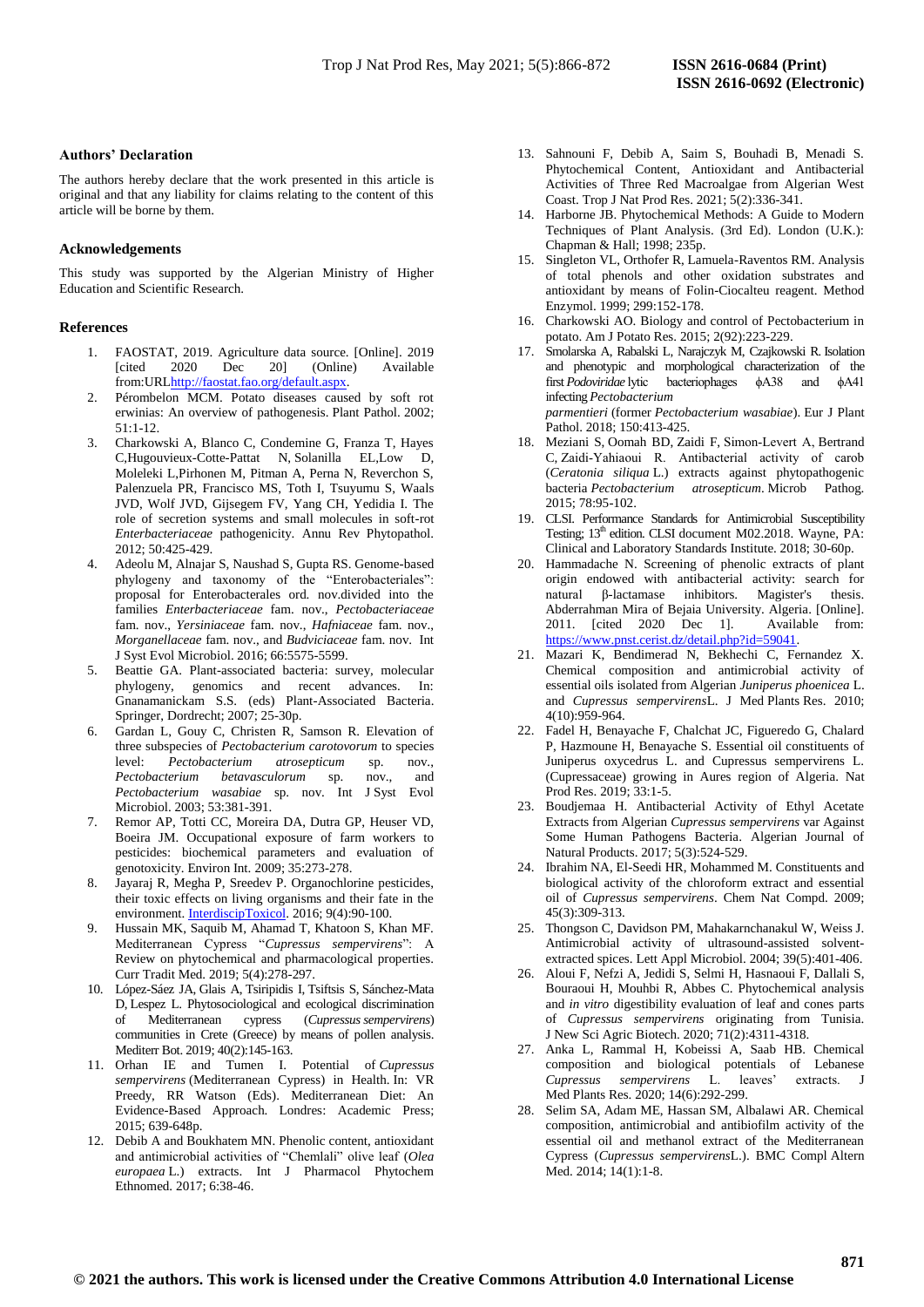## Authors' Declaration

The authors hereby declare that the work presented in this article is original and that any liability for claims relating to the content of this article will be borne by them.

## Acknowledgements

This study was supported by the Algerian Ministry of Higher Education and Scientific Research.

## References

1. FAOSTAT, 2019. Agriculture data source. [Online]. 2019 [cited 2020 Dec 20] (Online) Available from:URLhttp://faostat.fao.org/default.aspx.
2. Pérombelon MCM. Potato diseases caused by soft rot erwinias: An overview of pathogenesis. Plant Pathol. 2002; 51:1-12.
3. Charkowski A, Blanco C, Condemine G, Franza T, Hayes C,Hugouvieux-Cotte-Pattat N, Solanilla EL,Low D, Moleleki L,Pirhonen M, Pitman A, Perna N, Reverchon S, Palenzuela PR, Francisco MS, Toth I, Tsuyumu S, Waals JVD, Wolf JVD, Gijsegem FV, Yang CH, Yedidia I. The role of secretion systems and small molecules in soft-rot *Enterbacteriaceae* pathogenicity. Annu Rev Phytopathol. 2012; 50:425-429.
4. Adeolu M, Alnajar S, Naushad S, Gupta RS. Genome-based phylogeny and taxonomy of the "Enterobacteriales": proposal for Enterobacterales ord. nov.divided into the families *Enterbacteriaceae* fam. nov., *Pectobacteriaceae* fam. nov., *Yersiniaceae* fam. nov., *Hafniaceae* fam. nov., *Morganellaceae* fam. nov., and *Budviciaceae* fam. nov. Int J Syst Evol Microbiol. 2016; 66:5575-5599.
5. Beattie GA. Plant-associated bacteria: survey, molecular phylogeny, genomics and recent advances. In: Gnanamanickam S.S. (eds) Plant-Associated Bacteria. Springer, Dordrecht; 2007; 25-30p.
6. Gardan L, Gouy C, Christen R, Samson R. Elevation of three subspecies of *Pectobacterium carotovorum* to species level: *Pectobacterium atrosepticum* sp. nov., *Pectobacterium betavasculorum* sp. nov., and *Pectobacterium wasabiae* sp. nov. Int J Syst Evol Microbiol. 2003; 53:381-391.
7. Remor AP, Totti CC, Moreira DA, Dutra GP, Heuser VD, Boeira JM. Occupational exposure of farm workers to pesticides: biochemical parameters and evaluation of genotoxicity. Environ Int. 2009; 35:273-278.
8. Jayaraj R, Megha P, Sreedev P. Organochlorine pesticides, their toxic effects on living organisms and their fate in the environment. InterdiscipToxicol. 2016; 9(4):90-100.
9. Hussain MK, Saquib M, Ahamad T, Khatoon S, Khan MF. Mediterranean Cypress "*Cupressus sempervirens*": A Review on phytochemical and pharmacological properties. Curr Tradit Med. 2019; 5(4):278-297.
10. López-Sáez JA, Glais A, Tsiripidis I, Tsiftsis S, Sánchez-Mata D, Lespez L. Phytosociological and ecological discrimination of Mediterranean cypress (*Cupressus sempervirens*) communities in Crete (Greece) by means of pollen analysis. Mediterr Bot. 2019; 40(2):145-163.
11. Orhan IE and Tumen I. Potential of *Cupressus sempervirens* (Mediterranean Cypress) in Health. In: VR Preedy, RR Watson (Eds). Mediterranean Diet: An Evidence-Based Approach. Londres: Academic Press; 2015; 639-648p.
12. Debib A and Boukhatem MN. Phenolic content, antioxidant and antimicrobial activities of "Chemlali" olive leaf (*Olea europaea* L.) extracts. Int J Pharmacol Phytochem Ethnomed. 2017; 6:38-46.
13. Sahnouni F, Debib A, Saim S, Bouhadi B, Menadi S. Phytochemical Content, Antioxidant and Antibacterial Activities of Three Red Macroalgae from Algerian West Coast. Trop J Nat Prod Res. 2021; 5(2):336-341.
14. Harborne JB. Phytochemical Methods: A Guide to Modern Techniques of Plant Analysis. (3rd Ed). London (U.K.): Chapman & Hall; 1998; 235p.
15. Singleton VL, Orthofer R, Lamuela-Raventos RM. Analysis of total phenols and other oxidation substrates and antioxidant by means of Folin-Ciocalteu reagent. Method Enzymol. 1999; 299:152-178.
16. Charkowski AO. Biology and control of Pectobacterium in potato. Am J Potato Res. 2015; 2(92):223-229.
17. Smolarska A, Rabalski L, Narajczyk M, Czajkowski R. Isolation and phenotypic and morphological characterization of the first *Podoviridae* lytic bacteriophages ϕA38 and ϕA41 infecting *Pectobacterium parmentieri* (former *Pectobacterium wasabiae*). Eur J Plant Pathol. 2018; 150:413-425.
18. Meziani S, Oomah BD, Zaidi F, Simon-Levert A, Bertrand C, Zaidi-Yahiaoui R. Antibacterial activity of carob (*Ceratonia siliqua* L.) extracts against phytopathogenic bacteria *Pectobacterium atrosepticum*. Microb Pathog. 2015; 78:95-102.
19. CLSI. Performance Standards for Antimicrobial Susceptibility Testing; 13th edition. CLSI document M02.2018. Wayne, PA: Clinical and Laboratory Standards Institute. 2018; 30-60p.
20. Hammadache N. Screening of phenolic extracts of plant origin endowed with antibacterial activity: search for natural β-lactamase inhibitors. Magister's thesis. Abderrahman Mira of Bejaia University. Algeria. [Online]. 2011. [cited 2020 Dec 1]. Available from: https://www.pnst.cerist.dz/detail.php?id=59041.
21. Mazari K, Bendimerad N, Bekhechi C, Fernandez X. Chemical composition and antimicrobial activity of essential oils isolated from Algerian *Juniperus phoenicea* L. and *Cupressus sempervirens*L. J Med Plants Res. 2010; 4(10):959-964.
22. Fadel H, Benayache F, Chalchat JC, Figueredo G, Chalard P, Hazmoune H, Benayache S. Essential oil constituents of Juniperus oxycedrus L. and Cupressus sempervirens L. (Cupressaceae) growing in Aures region of Algeria. Nat Prod Res. 2019; 33:1-5.
23. Boudjemaa H. Antibacterial Activity of Ethyl Acetate Extracts from Algerian *Cupressus sempervirens* var Against Some Human Pathogens Bacteria. Algerian Journal of Natural Products. 2017; 5(3):524-529.
24. Ibrahim NA, El-Seedi HR, Mohammed M. Constituents and biological activity of the chloroform extract and essential oil of *Cupressus sempervirens*. Chem Nat Compd. 2009; 45(3):309-313.
25. Thongson C, Davidson PM, Mahakarnchanakul W, Weiss J. Antimicrobial activity of ultrasound-assisted solvent-extracted spices. Lett Appl Microbiol. 2004; 39(5):401-406.
26. Aloui F, Nefzi K, Jedidi S, Selmi H, Hasnaoui F, Dallali S, Bouraoui H, Mouhbi R, Abbes C. Phytochemical analysis and *in vitro* digestibility evaluation of leaf and cones parts of *Cupressus sempervirens* originating from Tunisia. J New Sci Agric Biotech. 2020; 71(2):4311-4318.
27. Anka L, Rammal H, Kobeissi A, Saab HB. Chemical composition and biological potentials of Lebanese *Cupressus sempervirens* L. leaves' extracts. J Med Plants Res. 2020; 14(6):292-299.
28. Selim SA, Adam ME, Hassan SM, Albalawi AR. Chemical composition, antimicrobial and antibiofilm activity of the essential oil and methanol extract of the Mediterranean Cypress (*Cupressus sempervirens*L.). BMC Compl Altern Med. 2014; 14(1):1-8.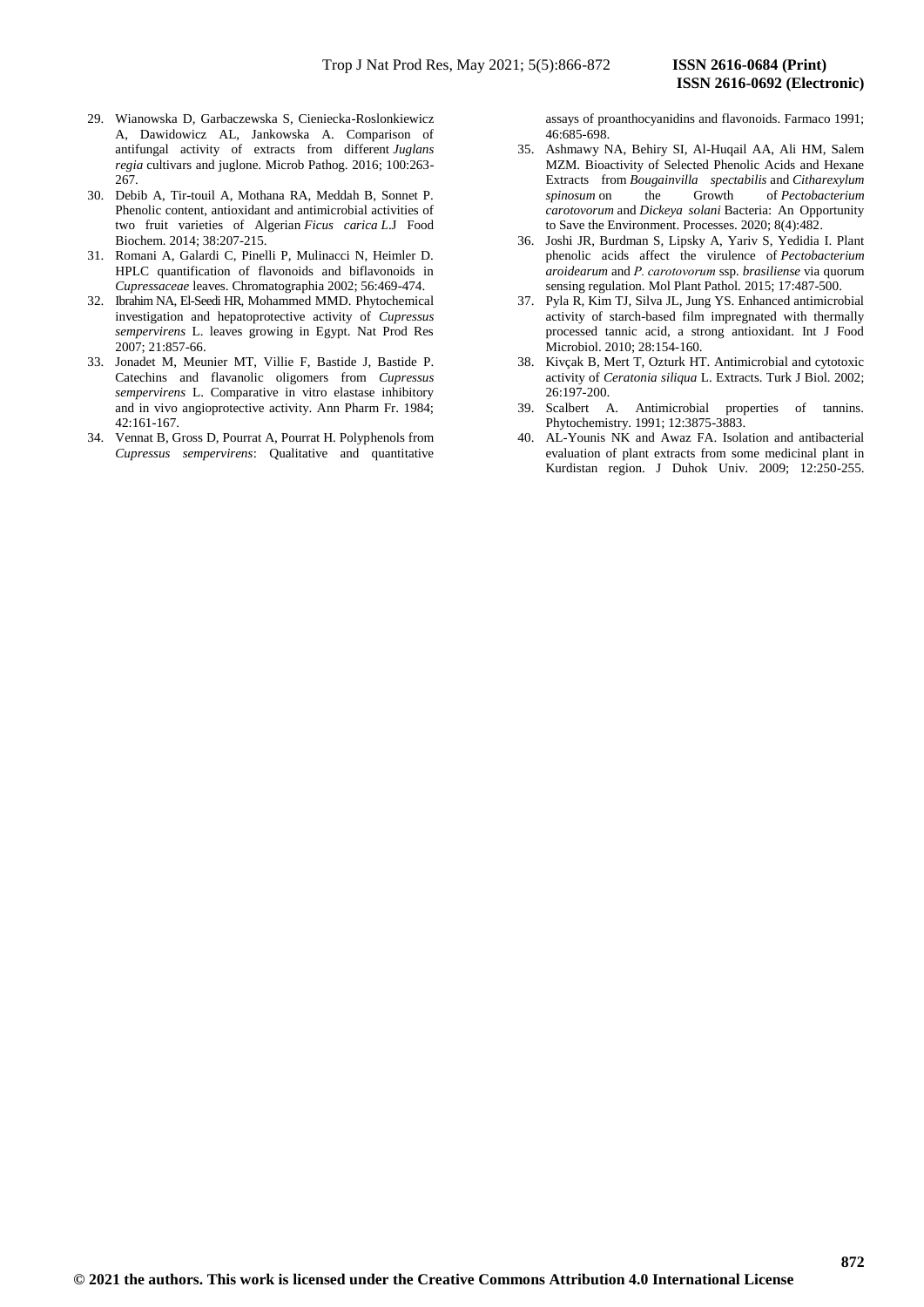29. Wianowska D, Garbaczewska S, Cieniecka-Roslonkiewicz A, Dawidowicz AL, Jankowska A. Comparison of antifungal activity of extracts from different *Juglans regia* cultivars and juglone. Microb Pathog. 2016; 100:263-267.
30. Debib A, Tir-touil A, Mothana RA, Meddah B, Sonnet P. Phenolic content, antioxidant and antimicrobial activities of two fruit varieties of Algerian *Ficus carica L*.J Food Biochem. 2014; 38:207-215.
31. Romani A, Galardi C, Pinelli P, Mulinacci N, Heimler D. HPLC quantification of flavonoids and biflavonoids in *Cupressaceae* leaves. Chromatographia 2002; 56:469-474.
32. Ibrahim NA, El-Seedi HR, Mohammed MMD. Phytochemical investigation and hepatoprotective activity of *Cupressus sempervirens* L. leaves growing in Egypt. Nat Prod Res 2007; 21:857-66.
33. Jonadet M, Meunier MT, Villie F, Bastide J, Bastide P. Catechins and flavanolic oligomers from *Cupressus sempervirens* L. Comparative in vitro elastase inhibitory and in vivo angioprotective activity. Ann Pharm Fr. 1984; 42:161-167.
34. Vennat B, Gross D, Pourrat A, Pourrat H. Polyphenols from *Cupressus sempervirens*: Qualitative and quantitative assays of proanthocyanidins and flavonoids. Farmaco 1991; 46:685-698.
35. Ashmawy NA, Behiry SI, Al-Huqail AA, Ali HM, Salem MZM. Bioactivity of Selected Phenolic Acids and Hexane Extracts from *Bougainvilla spectabilis* and *Citharexylum spinosum* on the Growth of *Pectobacterium carotovorum* and *Dickeya solani* Bacteria: An Opportunity to Save the Environment. Processes. 2020; 8(4):482.
36. Joshi JR, Burdman S, Lipsky A, Yariv S, Yedidia I. Plant phenolic acids affect the virulence of *Pectobacterium aroidearum* and *P. carotovorum* ssp. *brasiliense* via quorum sensing regulation. Mol Plant Pathol. 2015; 17:487-500.
37. Pyla R, Kim TJ, Silva JL, Jung YS. Enhanced antimicrobial activity of starch-based film impregnated with thermally processed tannic acid, a strong antioxidant. Int J Food Microbiol. 2010; 28:154-160.
38. Kivçak B, Mert T, Ozturk HT. Antimicrobial and cytotoxic activity of *Ceratonia siliqua* L. Extracts. Turk J Biol. 2002; 26:197-200.
39. Scalbert A. Antimicrobial properties of tannins. Phytochemistry. 1991; 12:3875-3883.
40. AL-Younis NK and Awaz FA. Isolation and antibacterial evaluation of plant extracts from some medicinal plant in Kurdistan region. J Duhok Univ. 2009; 12:250-255.